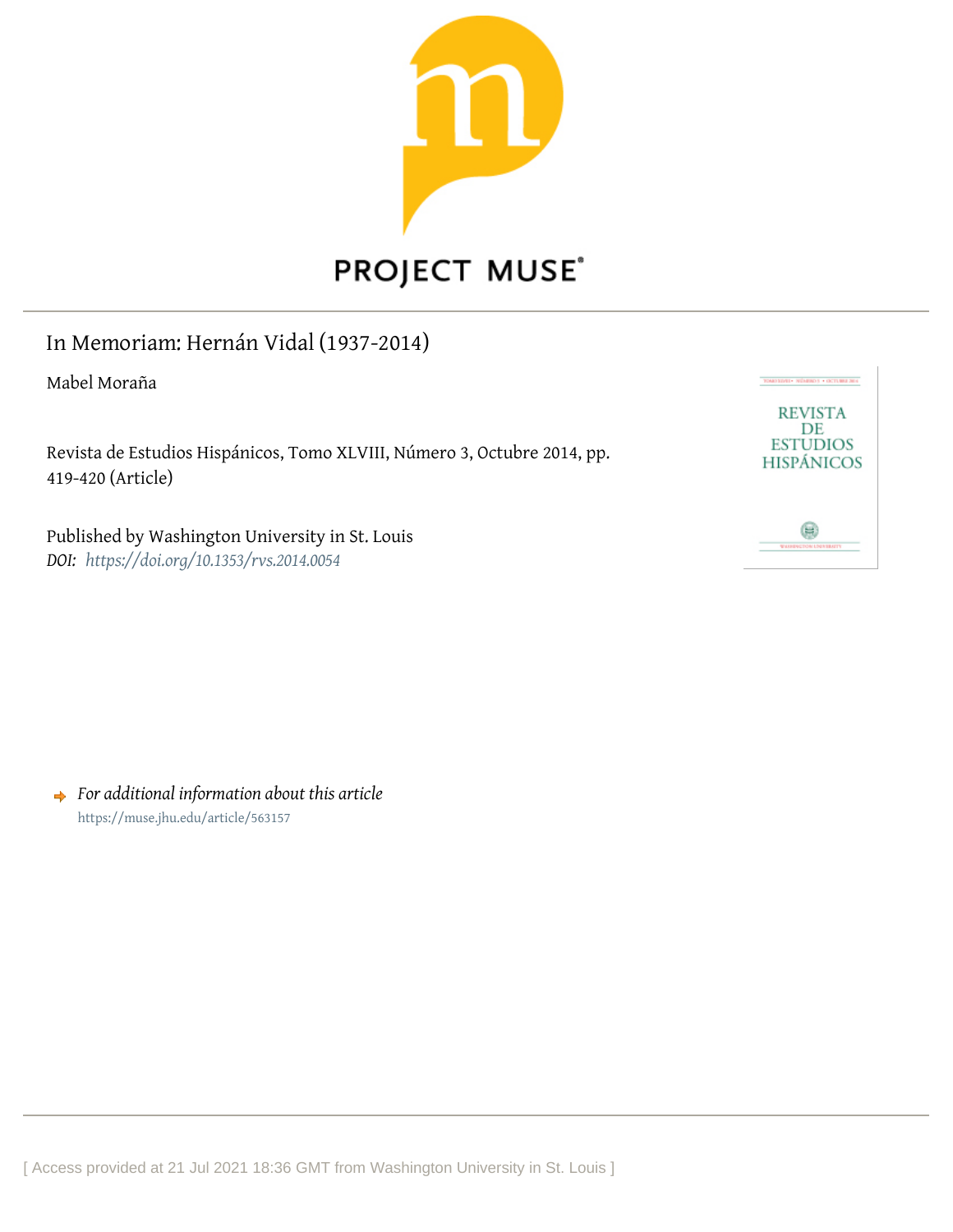PROJECT MUSE®

# In Memoriam: Hernán Vidal (1937-2014)

Mabel Moraña

Revista de Estudios Hispánicos, Tomo XLVIII, Número 3, Octubre 2014, pp. 419-420 (Article)

Published by Washington University in St. Louis

*DOI: https://doi.org/10.1353/rvs.2014.0054*

*For additional information about this article*

https://muse.jhu.edu/article/563157

[ Access provided at 21 Jul 2021 18:36 GMT from Washington University in St. Louis ]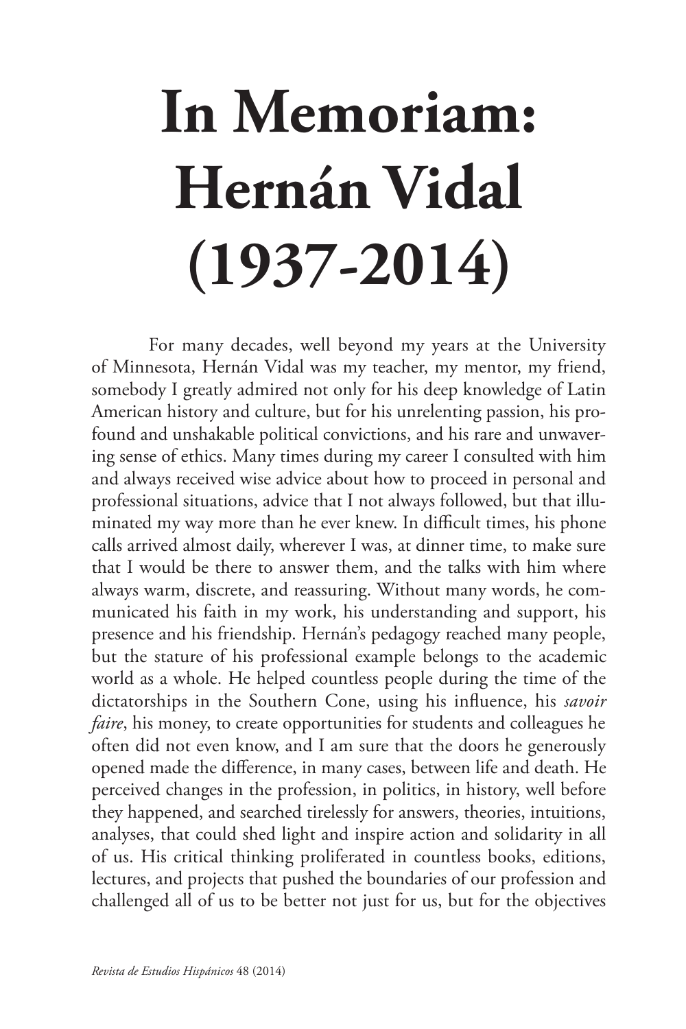# In Memoriam: Hernán Vidal (1937-2014)

For many decades, well beyond my years at the University of Minnesota, Hernán Vidal was my teacher, my mentor, my friend, somebody I greatly admired not only for his deep knowledge of Latin American history and culture, but for his unrelenting passion, his profound and unshakable political convictions, and his rare and unwavering sense of ethics. Many times during my career I consulted with him and always received wise advice about how to proceed in personal and professional situations, advice that I not always followed, but that illuminated my way more than he ever knew. In difficult times, his phone calls arrived almost daily, wherever I was, at dinner time, to make sure that I would be there to answer them, and the talks with him where always warm, discrete, and reassuring. Without many words, he communicated his faith in my work, his understanding and support, his presence and his friendship. Hernán's pedagogy reached many people, but the stature of his professional example belongs to the academic world as a whole. He helped countless people during the time of the dictatorships in the Southern Cone, using his influence, his *savoir faire*, his money, to create opportunities for students and colleagues he often did not even know, and I am sure that the doors he generously opened made the difference, in many cases, between life and death. He perceived changes in the profession, in politics, in history, well before they happened, and searched tirelessly for answers, theories, intuitions, analyses, that could shed light and inspire action and solidarity in all of us. His critical thinking proliferated in countless books, editions, lectures, and projects that pushed the boundaries of our profession and challenged all of us to be better not just for us, but for the objectives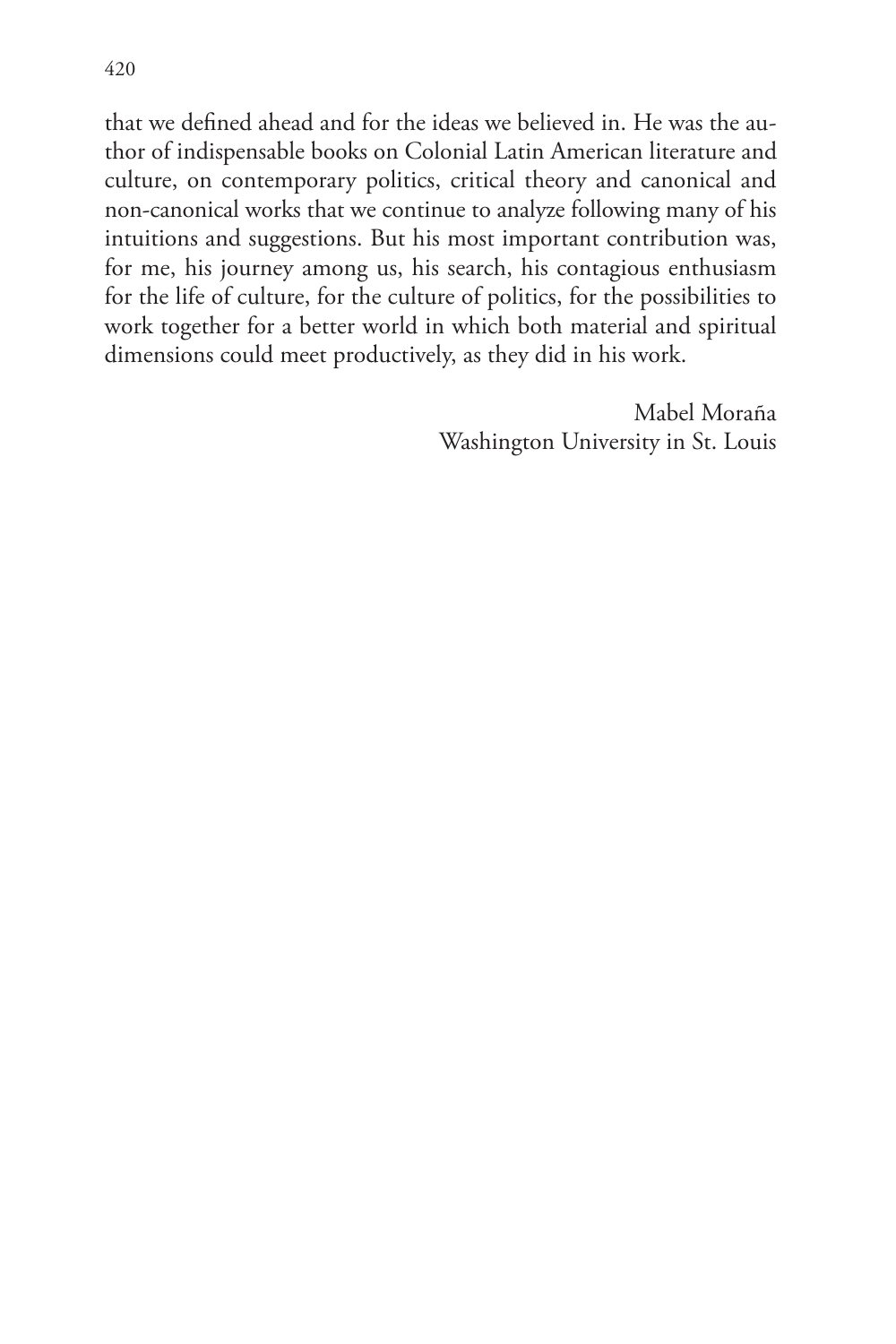that we defined ahead and for the ideas we believed in. He was the author of indispensable books on Colonial Latin American literature and culture, on contemporary politics, critical theory and canonical and non-canonical works that we continue to analyze following many of his intuitions and suggestions. But his most important contribution was, for me, his journey among us, his search, his contagious enthusiasm for the life of culture, for the culture of politics, for the possibilities to work together for a better world in which both material and spiritual dimensions could meet productively, as they did in his work.

Mabel Moraña
Washington University in St. Louis